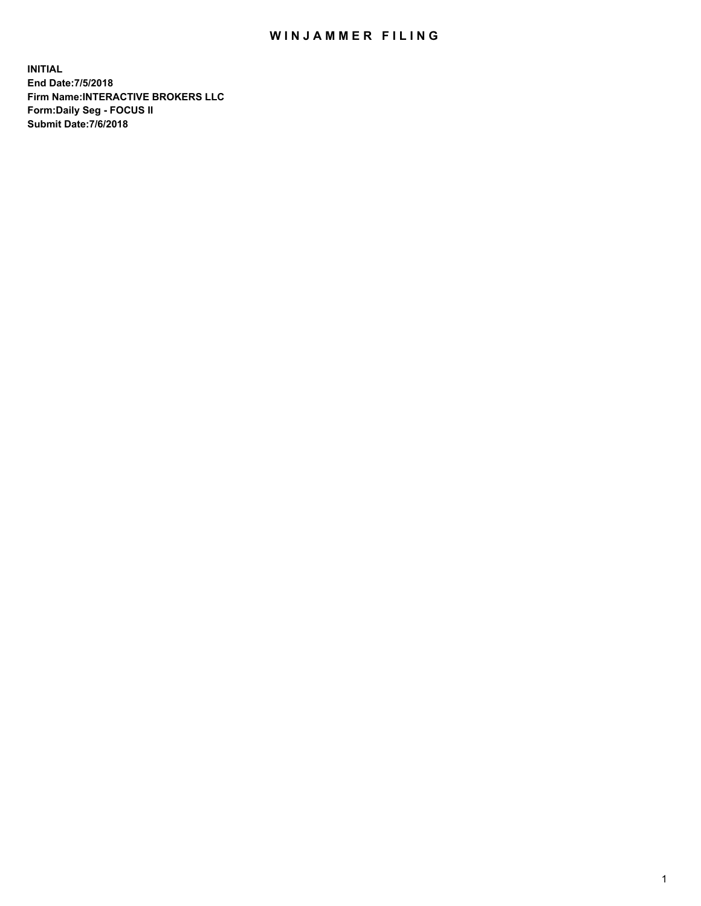# WINJAMMER FILING

**INITIAL**
**End Date:7/5/2018**
**Firm Name:INTERACTIVE BROKERS LLC**
**Form:Daily Seg - FOCUS II**
**Submit Date:7/6/2018**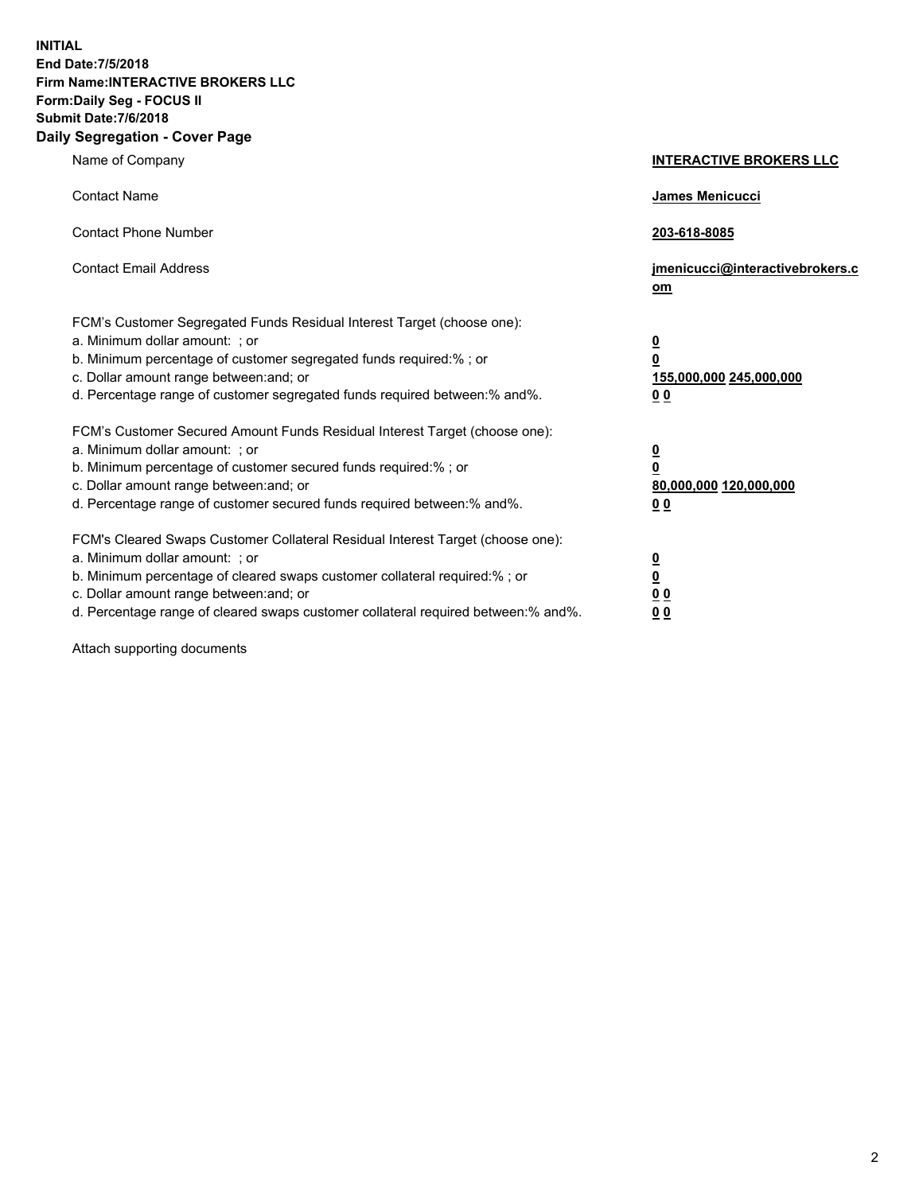**INITIAL**
**End Date:7/5/2018**
**Firm Name:INTERACTIVE BROKERS LLC**
**Form:Daily Seg - FOCUS II**
**Submit Date:7/6/2018**

## Daily Segregation - Cover Page

| | |
|---|---|
| Name of Company | **INTERACTIVE BROKERS LLC** |
| Contact Name | **James Menicucci** |
| Contact Phone Number | **203-618-8085** |
| Contact Email Address | **jmenicucci@interactivebrokers.com** |
| FCM's Customer Segregated Funds Residual Interest Target (choose one): | |
| a. Minimum dollar amount: ; or | **0** |
| b. Minimum percentage of customer segregated funds required:% ; or | **0** |
| c. Dollar amount range between:and; or | **155,000,000 245,000,000** |
| d. Percentage range of customer segregated funds required between:% and%. | **0 0** |
| FCM's Customer Secured Amount Funds Residual Interest Target (choose one): | |
| a. Minimum dollar amount: ; or | **0** |
| b. Minimum percentage of customer secured funds required:% ; or | **0** |
| c. Dollar amount range between:and; or | **80,000,000 120,000,000** |
| d. Percentage range of customer secured funds required between:% and%. | **0 0** |
| FCM's Cleared Swaps Customer Collateral Residual Interest Target (choose one): | |
| a. Minimum dollar amount: ; or | **0** |
| b. Minimum percentage of cleared swaps customer collateral required:% ; or | **0** |
| c. Dollar amount range between:and; or | **0 0** |
| d. Percentage range of cleared swaps customer collateral required between:% and%. | **0 0** |

Attach supporting documents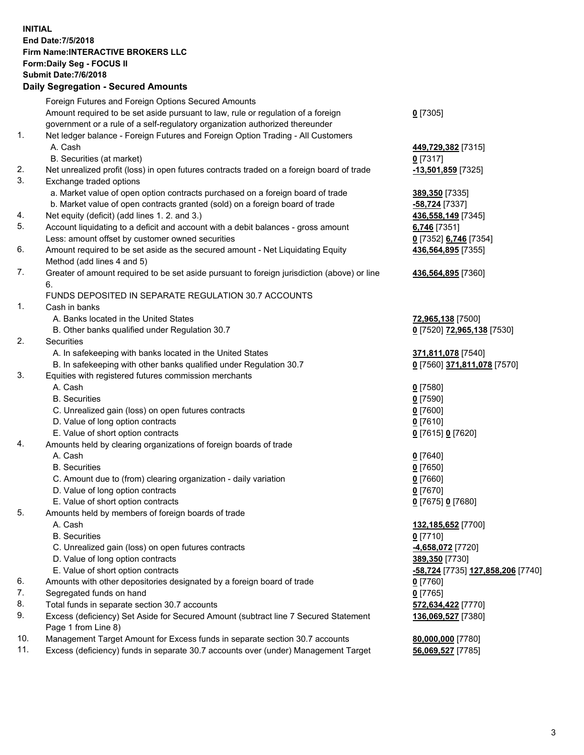**INITIAL**
**End Date:7/5/2018**
**Firm Name:INTERACTIVE BROKERS LLC**
**Form:Daily Seg - FOCUS II**
**Submit Date:7/6/2018**

**Daily Segregation - Secured Amounts**

| | | |
|---|---|---|
| | Foreign Futures and Foreign Options Secured Amounts | |
| | Amount required to be set aside pursuant to law, rule or regulation of a foreign government or a rule of a self-regulatory organization authorized thereunder | 0 [7305] |
| 1. | Net ledger balance - Foreign Futures and Foreign Option Trading - All Customers | |
| | A. Cash | 449,729,382 [7315] |
| | B. Securities (at market) | 0 [7317] |
| 2. | Net unrealized profit (loss) in open futures contracts traded on a foreign board of trade | -13,501,859 [7325] |
| 3. | Exchange traded options | |
| | a. Market value of open option contracts purchased on a foreign board of trade | 389,350 [7335] |
| | b. Market value of open contracts granted (sold) on a foreign board of trade | -58,724 [7337] |
| 4. | Net equity (deficit) (add lines 1. 2. and 3.) | 436,558,149 [7345] |
| 5. | Account liquidating to a deficit and account with a debit balances - gross amount | 6,746 [7351] |
| | Less: amount offset by customer owned securities | 0 [7352] 6,746 [7354] |
| 6. | Amount required to be set aside as the secured amount - Net Liquidating Equity Method (add lines 4 and 5) | 436,564,895 [7355] |
| 7. | Greater of amount required to be set aside pursuant to foreign jurisdiction (above) or line 6. | 436,564,895 [7360] |
| | FUNDS DEPOSITED IN SEPARATE REGULATION 30.7 ACCOUNTS | |
| 1. | Cash in banks | |
| | A. Banks located in the United States | 72,965,138 [7500] |
| | B. Other banks qualified under Regulation 30.7 | 0 [7520] 72,965,138 [7530] |
| 2. | Securities | |
| | A. In safekeeping with banks located in the United States | 371,811,078 [7540] |
| | B. In safekeeping with other banks qualified under Regulation 30.7 | 0 [7560] 371,811,078 [7570] |
| 3. | Equities with registered futures commission merchants | |
| | A. Cash | 0 [7580] |
| | B. Securities | 0 [7590] |
| | C. Unrealized gain (loss) on open futures contracts | 0 [7600] |
| | D. Value of long option contracts | 0 [7610] |
| | E. Value of short option contracts | 0 [7615] 0 [7620] |
| 4. | Amounts held by clearing organizations of foreign boards of trade | |
| | A. Cash | 0 [7640] |
| | B. Securities | 0 [7650] |
| | C. Amount due to (from) clearing organization - daily variation | 0 [7660] |
| | D. Value of long option contracts | 0 [7670] |
| | E. Value of short option contracts | 0 [7675] 0 [7680] |
| 5. | Amounts held by members of foreign boards of trade | |
| | A. Cash | 132,185,652 [7700] |
| | B. Securities | 0 [7710] |
| | C. Unrealized gain (loss) on open futures contracts | -4,658,072 [7720] |
| | D. Value of long option contracts | 389,350 [7730] |
| | E. Value of short option contracts | -58,724 [7735] 127,858,206 [7740] |
| 6. | Amounts with other depositories designated by a foreign board of trade | 0 [7760] |
| 7. | Segregated funds on hand | 0 [7765] |
| 8. | Total funds in separate section 30.7 accounts | 572,634,422 [7770] |
| 9. | Excess (deficiency) Set Aside for Secured Amount (subtract line 7 Secured Statement Page 1 from Line 8) | 136,069,527 [7380] |
| 10. | Management Target Amount for Excess funds in separate section 30.7 accounts | 80,000,000 [7780] |
| 11. | Excess (deficiency) funds in separate 30.7 accounts over (under) Management Target | 56,069,527 [7785] |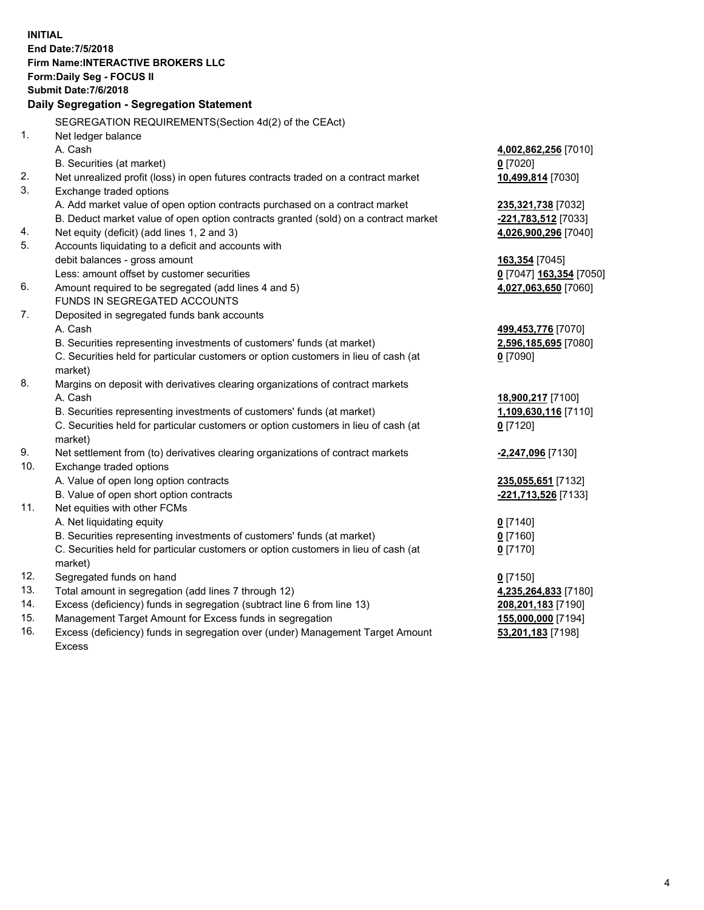**INITIAL**
**End Date:7/5/2018**
**Firm Name:INTERACTIVE BROKERS LLC**
**Form:Daily Seg - FOCUS II**
**Submit Date:7/6/2018**

## Daily Segregation - Segregation Statement

SEGREGATION REQUIREMENTS(Section 4d(2) of the CEAct)

| | | |
|---|---|---|
| 1. | Net ledger balance | |
| | A. Cash | **4,002,862,256** [7010] |
| | B. Securities (at market) | **0** [7020] |
| 2. | Net unrealized profit (loss) in open futures contracts traded on a contract market | **10,499,814** [7030] |
| 3. | Exchange traded options | |
| | A. Add market value of open option contracts purchased on a contract market | **235,321,738** [7032] |
| | B. Deduct market value of open option contracts granted (sold) on a contract market | **-221,783,512** [7033] |
| 4. | Net equity (deficit) (add lines 1, 2 and 3) | **4,026,900,296** [7040] |
| 5. | Accounts liquidating to a deficit and accounts with debit balances - gross amount | **163,354** [7045] |
| | Less: amount offset by customer securities | **0** [7047] **163,354** [7050] |
| 6. | Amount required to be segregated (add lines 4 and 5) | **4,027,063,650** [7060] |
| | FUNDS IN SEGREGATED ACCOUNTS | |
| 7. | Deposited in segregated funds bank accounts | |
| | A. Cash | **499,453,776** [7070] |
| | B. Securities representing investments of customers' funds (at market) | **2,596,185,695** [7080] |
| | C. Securities held for particular customers or option customers in lieu of cash (at market) | **0** [7090] |
| 8. | Margins on deposit with derivatives clearing organizations of contract markets | |
| | A. Cash | **18,900,217** [7100] |
| | B. Securities representing investments of customers' funds (at market) | **1,109,630,116** [7110] |
| | C. Securities held for particular customers or option customers in lieu of cash (at market) | **0** [7120] |
| 9. | Net settlement from (to) derivatives clearing organizations of contract markets | **-2,247,096** [7130] |
| 10. | Exchange traded options | |
| | A. Value of open long option contracts | **235,055,651** [7132] |
| | B. Value of open short option contracts | **-221,713,526** [7133] |
| 11. | Net equities with other FCMs | |
| | A. Net liquidating equity | **0** [7140] |
| | B. Securities representing investments of customers' funds (at market) | **0** [7160] |
| | C. Securities held for particular customers or option customers in lieu of cash (at market) | **0** [7170] |
| 12. | Segregated funds on hand | **0** [7150] |
| 13. | Total amount in segregation (add lines 7 through 12) | **4,235,264,833** [7180] |
| 14. | Excess (deficiency) funds in segregation (subtract line 6 from line 13) | **208,201,183** [7190] |
| 15. | Management Target Amount for Excess funds in segregation | **155,000,000** [7194] |
| 16. | Excess (deficiency) funds in segregation over (under) Management Target Amount Excess | **53,201,183** [7198] |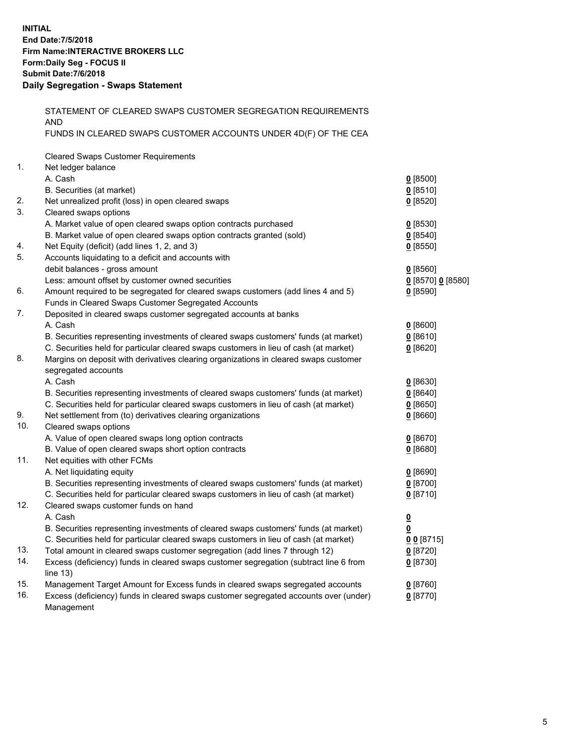**INITIAL**
**End Date:7/5/2018**
**Firm Name:INTERACTIVE BROKERS LLC**
**Form:Daily Seg - FOCUS II**
**Submit Date:7/6/2018**
**Daily Segregation - Swaps Statement**

STATEMENT OF CLEARED SWAPS CUSTOMER SEGREGATION REQUIREMENTS AND FUNDS IN CLEARED SWAPS CUSTOMER ACCOUNTS UNDER 4D(F) OF THE CEA

| | | |
|---|---|---|
| | Cleared Swaps Customer Requirements | |
| 1. | Net ledger balance | |
| | A. Cash | 0 [8500] |
| | B. Securities (at market) | 0 [8510] |
| 2. | Net unrealized profit (loss) in open cleared swaps | 0 [8520] |
| 3. | Cleared swaps options | |
| | A. Market value of open cleared swaps option contracts purchased | 0 [8530] |
| | B. Market value of open cleared swaps option contracts granted (sold) | 0 [8540] |
| 4. | Net Equity (deficit) (add lines 1, 2, and 3) | 0 [8550] |
| 5. | Accounts liquidating to a deficit and accounts with debit balances - gross amount | 0 [8560] |
| | Less: amount offset by customer owned securities | 0 [8570] 0 [8580] |
| 6. | Amount required to be segregated for cleared swaps customers (add lines 4 and 5) | 0 [8590] |
| | Funds in Cleared Swaps Customer Segregated Accounts | |
| 7. | Deposited in cleared swaps customer segregated accounts at banks | |
| | A. Cash | 0 [8600] |
| | B. Securities representing investments of cleared swaps customers' funds (at market) | 0 [8610] |
| | C. Securities held for particular cleared swaps customers in lieu of cash (at market) | 0 [8620] |
| 8. | Margins on deposit with derivatives clearing organizations in cleared swaps customer segregated accounts | |
| | A. Cash | 0 [8630] |
| | B. Securities representing investments of cleared swaps customers' funds (at market) | 0 [8640] |
| | C. Securities held for particular cleared swaps customers in lieu of cash (at market) | 0 [8650] |
| 9. | Net settlement from (to) derivatives clearing organizations | 0 [8660] |
| 10. | Cleared swaps options | |
| | A. Value of open cleared swaps long option contracts | 0 [8670] |
| | B. Value of open cleared swaps short option contracts | 0 [8680] |
| 11. | Net equities with other FCMs | |
| | A. Net liquidating equity | 0 [8690] |
| | B. Securities representing investments of cleared swaps customers' funds (at market) | 0 [8700] |
| | C. Securities held for particular cleared swaps customers in lieu of cash (at market) | 0 [8710] |
| 12. | Cleared swaps customer funds on hand | |
| | A. Cash | 0 |
| | B. Securities representing investments of cleared swaps customers' funds (at market) | 0 |
| | C. Securities held for particular cleared swaps customers in lieu of cash (at market) | 0 0 [8715] |
| 13. | Total amount in cleared swaps customer segregation (add lines 7 through 12) | 0 [8720] |
| 14. | Excess (deficiency) funds in cleared swaps customer segregation (subtract line 6 from line 13) | 0 [8730] |
| 15. | Management Target Amount for Excess funds in cleared swaps segregated accounts | 0 [8760] |
| 16. | Excess (deficiency) funds in cleared swaps customer segregated accounts over (under) Management | 0 [8770] |